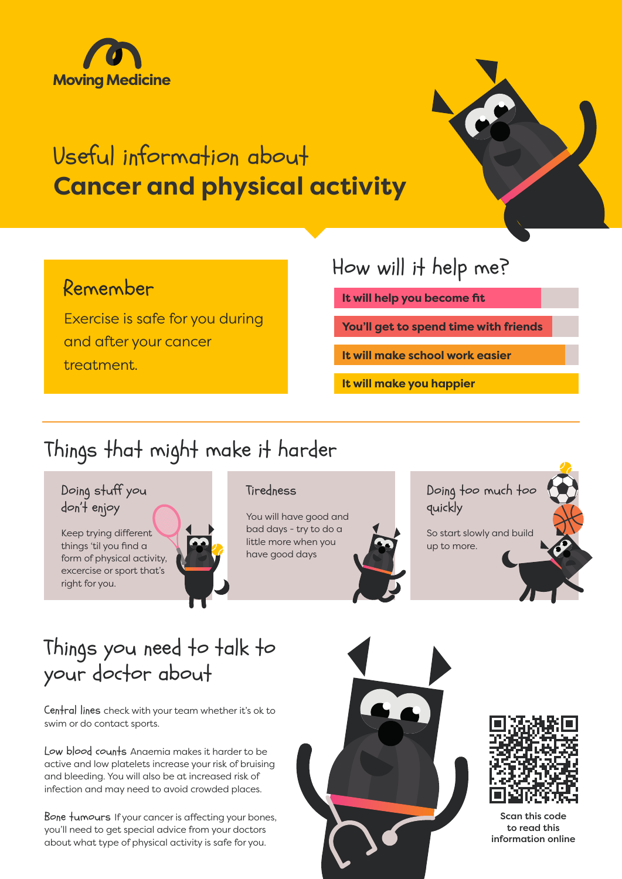Moving Medicine

# Useful information about **Cancer and physical activity**

## Remember

Exercise is safe for you during and after your cancer treatment.

## How will it help me?

- **It will help you become fit**
- **You'll get to spend time with friends**
- **It will make school work easier**
- **It will make you happier**

## Things that might make it harder

### Doing stuff you don't enjoy

Keep trying different things 'til you find a form of physical activity, excercise or sport that's right for you.

### Tiredness

You will have good and bad days - try to do a little more when you have good days

### Doing too much too quickly

So start slowly and build up to more.

## Things you need to talk to your doctor about

**Central lines** check with your team whether it's ok to swim or do contact sports.

**Low blood counts** Anaemia makes it harder to be active and low platelets increase your risk of bruising and bleeding. You will also be at increased risk of infection and may need to avoid crowded places.

**Bone tumours** If your cancer is affecting your bones, you'll need to get special advice from your doctors about what type of physical activity is safe for you.

Scan this code to read this information online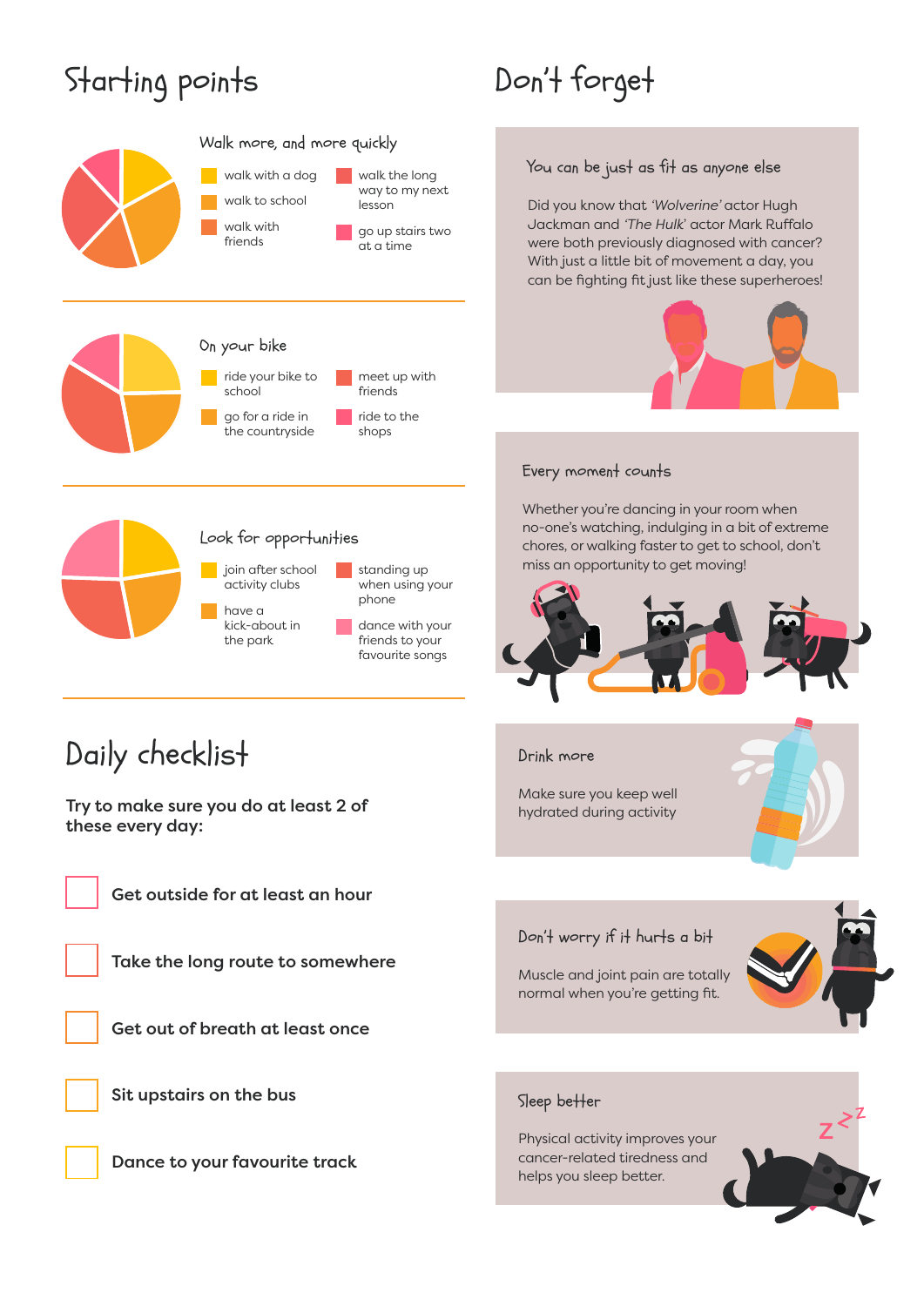# Starting points

### Walk more, and more quickly

- walk with a dog
- walk to school
- walk with friends
- walk the long way to my next lesson
- go up stairs two at a time

### On your bike

- ride your bike to school
- go for a ride in the countryside
- meet up with friends
- ride to the shops

### Look for opportunities

- join after school activity clubs
- have a kick-about in the park
- standing up when using your phone
- dance with your friends to your favourite songs

# Daily checklist

**Try to make sure you do at least 2 of these every day:**

- [ ] **Get outside for at least an hour**
- [ ] **Take the long route to somewhere**
- [ ] **Get out of breath at least once**
- [ ] **Sit upstairs on the bus**
- [ ] **Dance to your favourite track**

# Don't forget

### You can be just as fit as anyone else

Did you know that *'Wolverine'* actor Hugh Jackman and *'The Hulk'* actor Mark Ruffalo were both previously diagnosed with cancer? With just a little bit of movement a day, you can be fighting fit just like these superheroes!

### Every moment counts

Whether you're dancing in your room when no-one's watching, indulging in a bit of extreme chores, or walking faster to get to school, don't miss an opportunity to get moving!

### Drink more

Make sure you keep well hydrated during activity

### Don't worry if it hurts a bit

Muscle and joint pain are totally normal when you're getting fit.

### Sleep better

Physical activity improves your cancer-related tiredness and helps you sleep better.